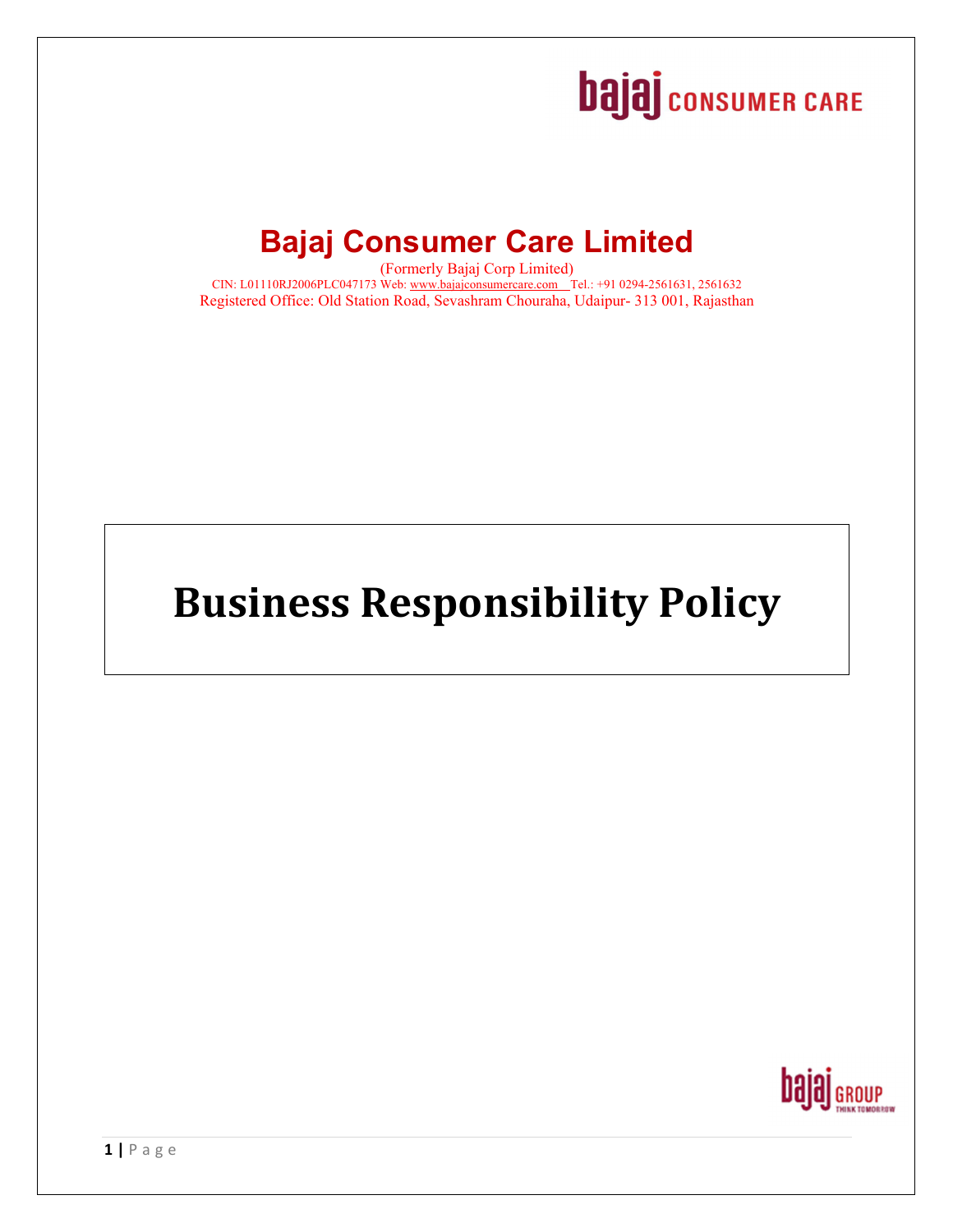bajaj CONSUMER CARE

# Bajaj Consumer Care Limited

(Formerly Bajaj Corp Limited)

CIN: L01110RJ2006PLC047173 Web: www.bajajconsumercare.com Tel.: +91 0294-2561631, 2561632

Registered Office: Old Station Road, Sevashram Chouraha, Udaipur- 313 001, Rajasthan

# Business Responsibility Policy

bajaj GROUP THINK TOMORROW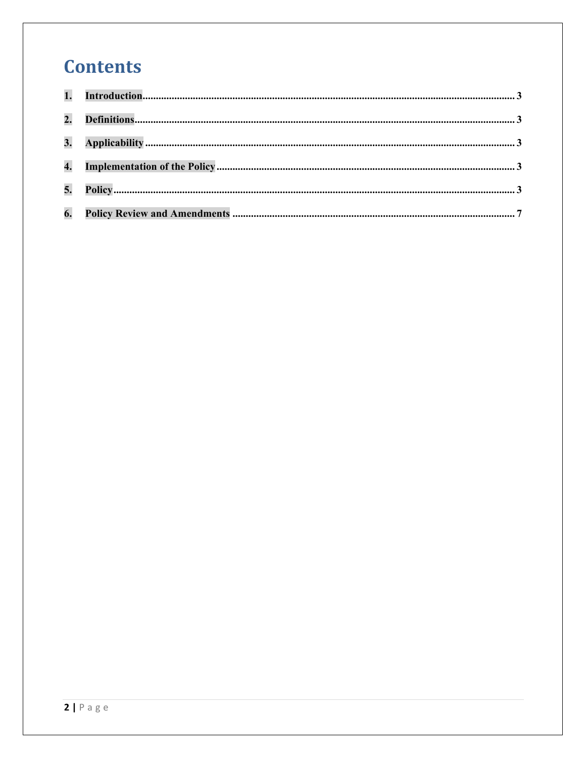# Contents

1. **Introduction** ........................................ 3
2. **Definitions** ........................................ 3
3. **Applicability** ........................................ 3
4. **Implementation of the Policy** ........................................ 3
5. **Policy** ........................................ 3
6. **Policy Review and Amendments** ........................................ 7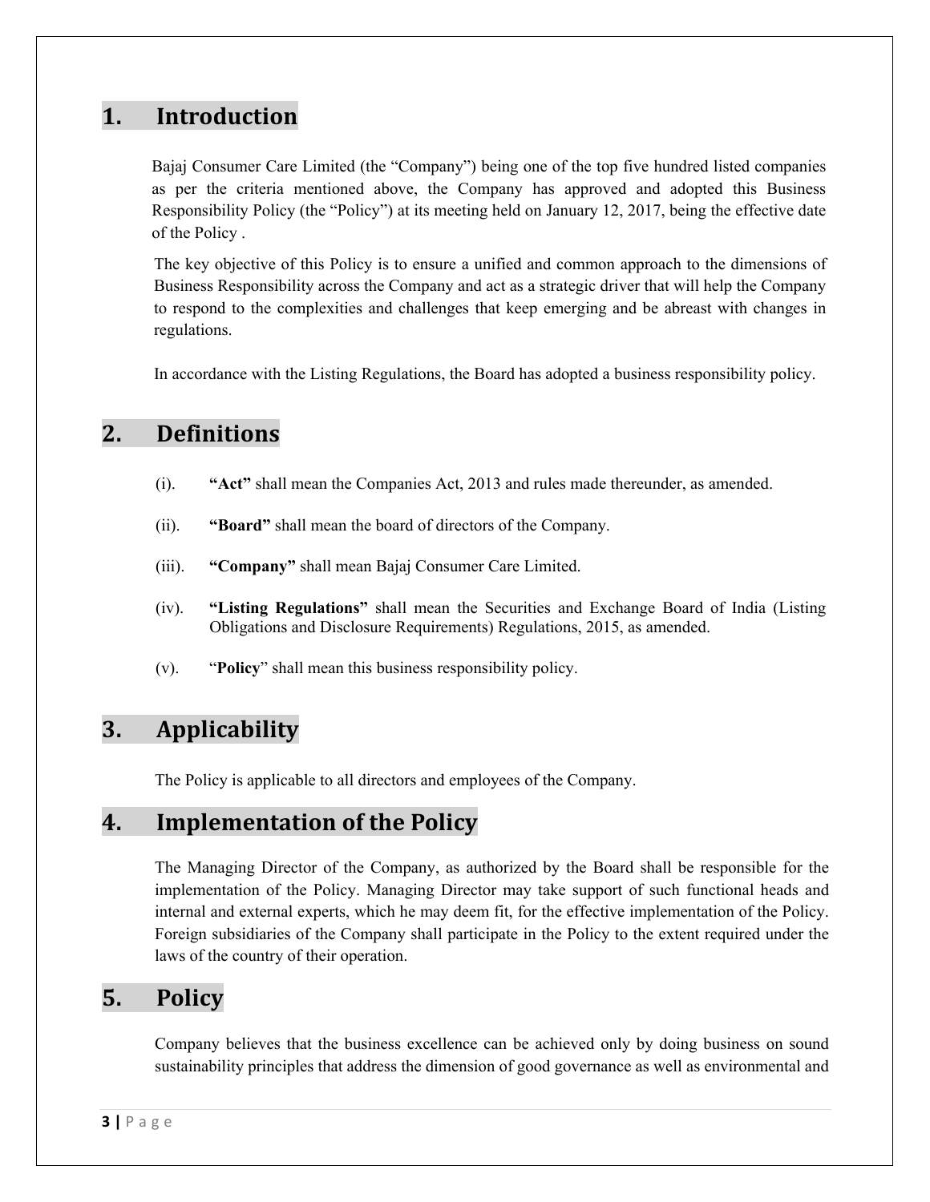## 1. Introduction

Bajaj Consumer Care Limited (the "Company") being one of the top five hundred listed companies as per the criteria mentioned above, the Company has approved and adopted this Business Responsibility Policy (the "Policy") at its meeting held on January 12, 2017, being the effective date of the Policy .

The key objective of this Policy is to ensure a unified and common approach to the dimensions of Business Responsibility across the Company and act as a strategic driver that will help the Company to respond to the complexities and challenges that keep emerging and be abreast with changes in regulations.

In accordance with the Listing Regulations, the Board has adopted a business responsibility policy.

## 2. Definitions

(i). **"Act"** shall mean the Companies Act, 2013 and rules made thereunder, as amended.

(ii). **"Board"** shall mean the board of directors of the Company.

(iii). **"Company"** shall mean Bajaj Consumer Care Limited.

(iv). **"Listing Regulations"** shall mean the Securities and Exchange Board of India (Listing Obligations and Disclosure Requirements) Regulations, 2015, as amended.

(v). "**Policy**" shall mean this business responsibility policy.

## 3. Applicability

The Policy is applicable to all directors and employees of the Company.

## 4. Implementation of the Policy

The Managing Director of the Company, as authorized by the Board shall be responsible for the implementation of the Policy. Managing Director may take support of such functional heads and internal and external experts, which he may deem fit, for the effective implementation of the Policy. Foreign subsidiaries of the Company shall participate in the Policy to the extent required under the laws of the country of their operation.

## 5. Policy

Company believes that the business excellence can be achieved only by doing business on sound sustainability principles that address the dimension of good governance as well as environmental and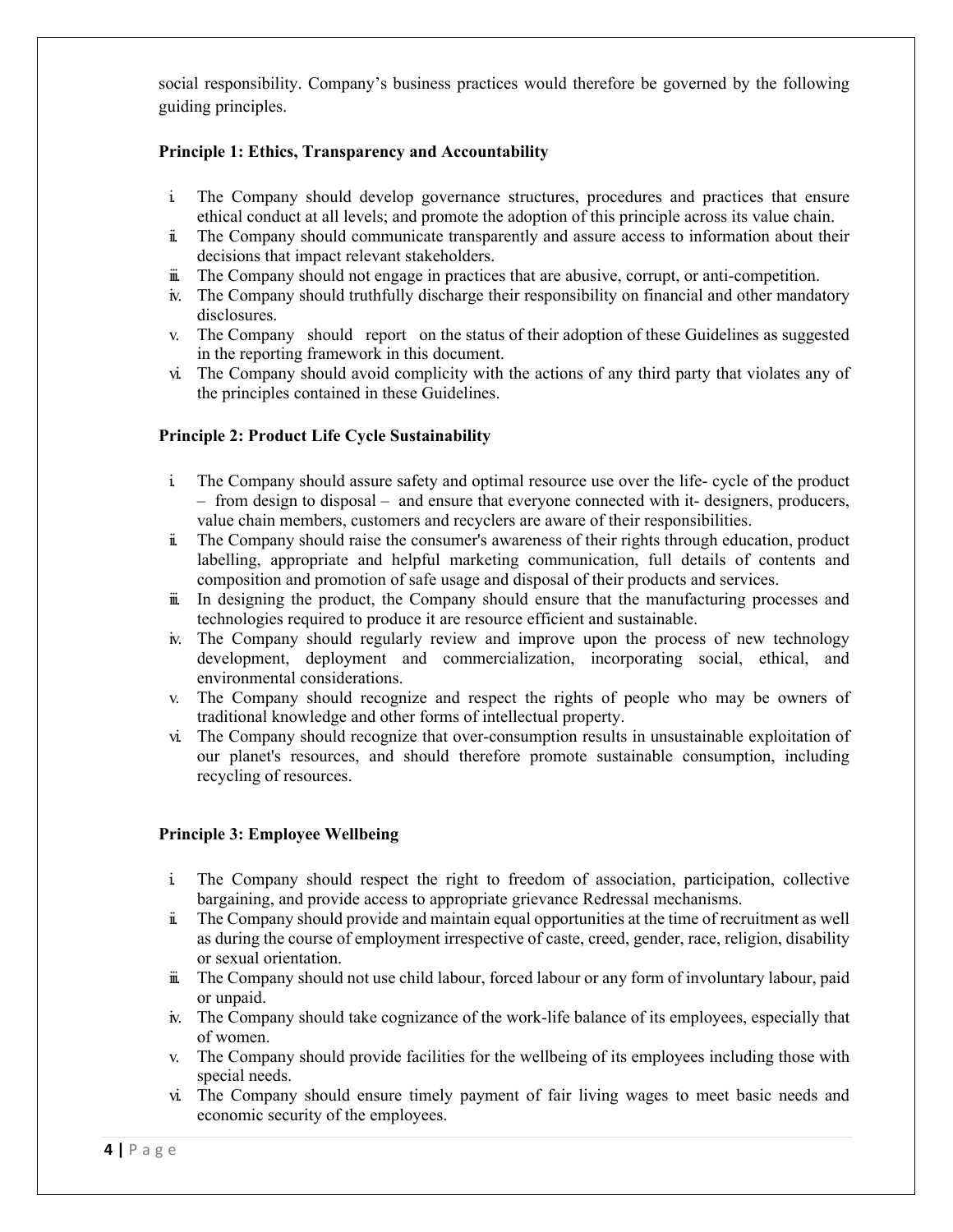social responsibility. Company's business practices would therefore be governed by the following guiding principles.

**Principle 1: Ethics, Transparency and Accountability**

i. The Company should develop governance structures, procedures and practices that ensure ethical conduct at all levels; and promote the adoption of this principle across its value chain.
ii. The Company should communicate transparently and assure access to information about their decisions that impact relevant stakeholders.
iii. The Company should not engage in practices that are abusive, corrupt, or anti-competition.
iv. The Company should truthfully discharge their responsibility on financial and other mandatory disclosures.
v. The Company should report on the status of their adoption of these Guidelines as suggested in the reporting framework in this document.
vi. The Company should avoid complicity with the actions of any third party that violates any of the principles contained in these Guidelines.

**Principle 2: Product Life Cycle Sustainability**

i. The Company should assure safety and optimal resource use over the life- cycle of the product – from design to disposal – and ensure that everyone connected with it- designers, producers, value chain members, customers and recyclers are aware of their responsibilities.
ii. The Company should raise the consumer's awareness of their rights through education, product labelling, appropriate and helpful marketing communication, full details of contents and composition and promotion of safe usage and disposal of their products and services.
iii. In designing the product, the Company should ensure that the manufacturing processes and technologies required to produce it are resource efficient and sustainable.
iv. The Company should regularly review and improve upon the process of new technology development, deployment and commercialization, incorporating social, ethical, and environmental considerations.
v. The Company should recognize and respect the rights of people who may be owners of traditional knowledge and other forms of intellectual property.
vi. The Company should recognize that over-consumption results in unsustainable exploitation of our planet's resources, and should therefore promote sustainable consumption, including recycling of resources.

**Principle 3: Employee Wellbeing**

i. The Company should respect the right to freedom of association, participation, collective bargaining, and provide access to appropriate grievance Redressal mechanisms.
ii. The Company should provide and maintain equal opportunities at the time of recruitment as well as during the course of employment irrespective of caste, creed, gender, race, religion, disability or sexual orientation.
iii. The Company should not use child labour, forced labour or any form of involuntary labour, paid or unpaid.
iv. The Company should take cognizance of the work-life balance of its employees, especially that of women.
v. The Company should provide facilities for the wellbeing of its employees including those with special needs.
vi. The Company should ensure timely payment of fair living wages to meet basic needs and economic security of the employees.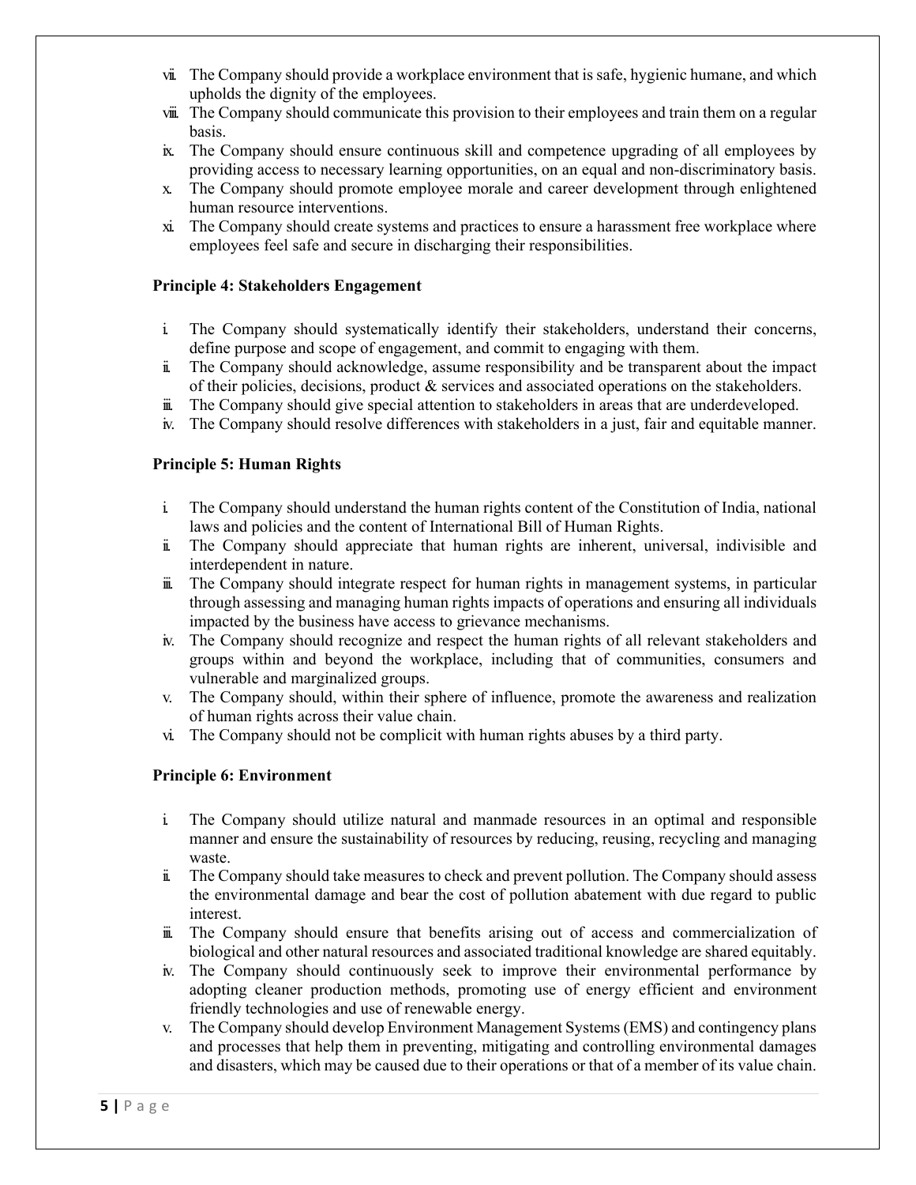vii. The Company should provide a workplace environment that is safe, hygienic humane, and which upholds the dignity of the employees.
viii. The Company should communicate this provision to their employees and train them on a regular basis.
ix. The Company should ensure continuous skill and competence upgrading of all employees by providing access to necessary learning opportunities, on an equal and non-discriminatory basis.
x. The Company should promote employee morale and career development through enlightened human resource interventions.
xi. The Company should create systems and practices to ensure a harassment free workplace where employees feel safe and secure in discharging their responsibilities.

**Principle 4: Stakeholders Engagement**

i. The Company should systematically identify their stakeholders, understand their concerns, define purpose and scope of engagement, and commit to engaging with them.
ii. The Company should acknowledge, assume responsibility and be transparent about the impact of their policies, decisions, product & services and associated operations on the stakeholders.
iii. The Company should give special attention to stakeholders in areas that are underdeveloped.
iv. The Company should resolve differences with stakeholders in a just, fair and equitable manner.

**Principle 5: Human Rights**

i. The Company should understand the human rights content of the Constitution of India, national laws and policies and the content of International Bill of Human Rights.
ii. The Company should appreciate that human rights are inherent, universal, indivisible and interdependent in nature.
iii. The Company should integrate respect for human rights in management systems, in particular through assessing and managing human rights impacts of operations and ensuring all individuals impacted by the business have access to grievance mechanisms.
iv. The Company should recognize and respect the human rights of all relevant stakeholders and groups within and beyond the workplace, including that of communities, consumers and vulnerable and marginalized groups.
v. The Company should, within their sphere of influence, promote the awareness and realization of human rights across their value chain.
vi. The Company should not be complicit with human rights abuses by a third party.

**Principle 6: Environment**

i. The Company should utilize natural and manmade resources in an optimal and responsible manner and ensure the sustainability of resources by reducing, reusing, recycling and managing waste.
ii. The Company should take measures to check and prevent pollution. The Company should assess the environmental damage and bear the cost of pollution abatement with due regard to public interest.
iii. The Company should ensure that benefits arising out of access and commercialization of biological and other natural resources and associated traditional knowledge are shared equitably.
iv. The Company should continuously seek to improve their environmental performance by adopting cleaner production methods, promoting use of energy efficient and environment friendly technologies and use of renewable energy.
v. The Company should develop Environment Management Systems (EMS) and contingency plans and processes that help them in preventing, mitigating and controlling environmental damages and disasters, which may be caused due to their operations or that of a member of its value chain.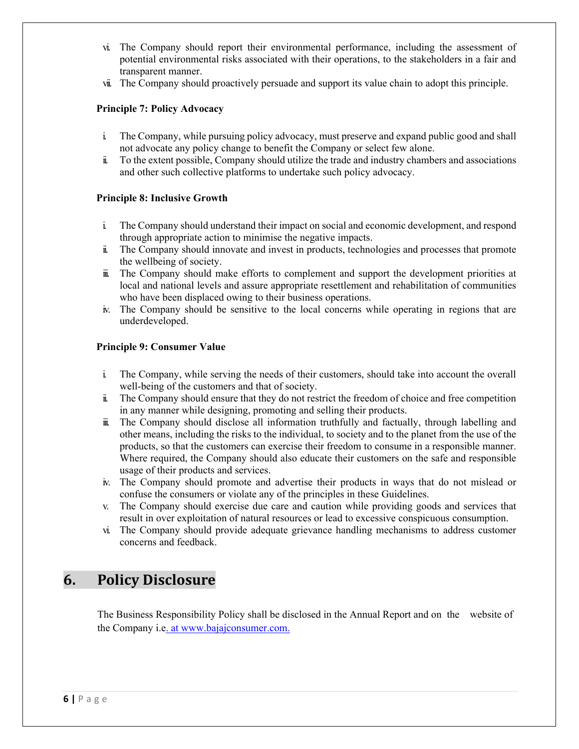vi. The Company should report their environmental performance, including the assessment of potential environmental risks associated with their operations, to the stakeholders in a fair and transparent manner.

vii. The Company should proactively persuade and support its value chain to adopt this principle.

**Principle 7: Policy Advocacy**

i. The Company, while pursuing policy advocacy, must preserve and expand public good and shall not advocate any policy change to benefit the Company or select few alone.

ii. To the extent possible, Company should utilize the trade and industry chambers and associations and other such collective platforms to undertake such policy advocacy.

**Principle 8: Inclusive Growth**

i. The Company should understand their impact on social and economic development, and respond through appropriate action to minimise the negative impacts.

ii. The Company should innovate and invest in products, technologies and processes that promote the wellbeing of society.

iii. The Company should make efforts to complement and support the development priorities at local and national levels and assure appropriate resettlement and rehabilitation of communities who have been displaced owing to their business operations.

iv. The Company should be sensitive to the local concerns while operating in regions that are underdeveloped.

**Principle 9: Consumer Value**

i. The Company, while serving the needs of their customers, should take into account the overall well-being of the customers and that of society.

ii. The Company should ensure that they do not restrict the freedom of choice and free competition in any manner while designing, promoting and selling their products.

iii. The Company should disclose all information truthfully and factually, through labelling and other means, including the risks to the individual, to society and to the planet from the use of the products, so that the customers can exercise their freedom to consume in a responsible manner. Where required, the Company should also educate their customers on the safe and responsible usage of their products and services.

iv. The Company should promote and advertise their products in ways that do not mislead or confuse the consumers or violate any of the principles in these Guidelines.

v. The Company should exercise due care and caution while providing goods and services that result in over exploitation of natural resources or lead to excessive conspicuous consumption.

vi. The Company should provide adequate grievance handling mechanisms to address customer concerns and feedback.

## 6. Policy Disclosure

The Business Responsibility Policy shall be disclosed in the Annual Report and on the website of the Company i.e. at www.bajajconsumer.com.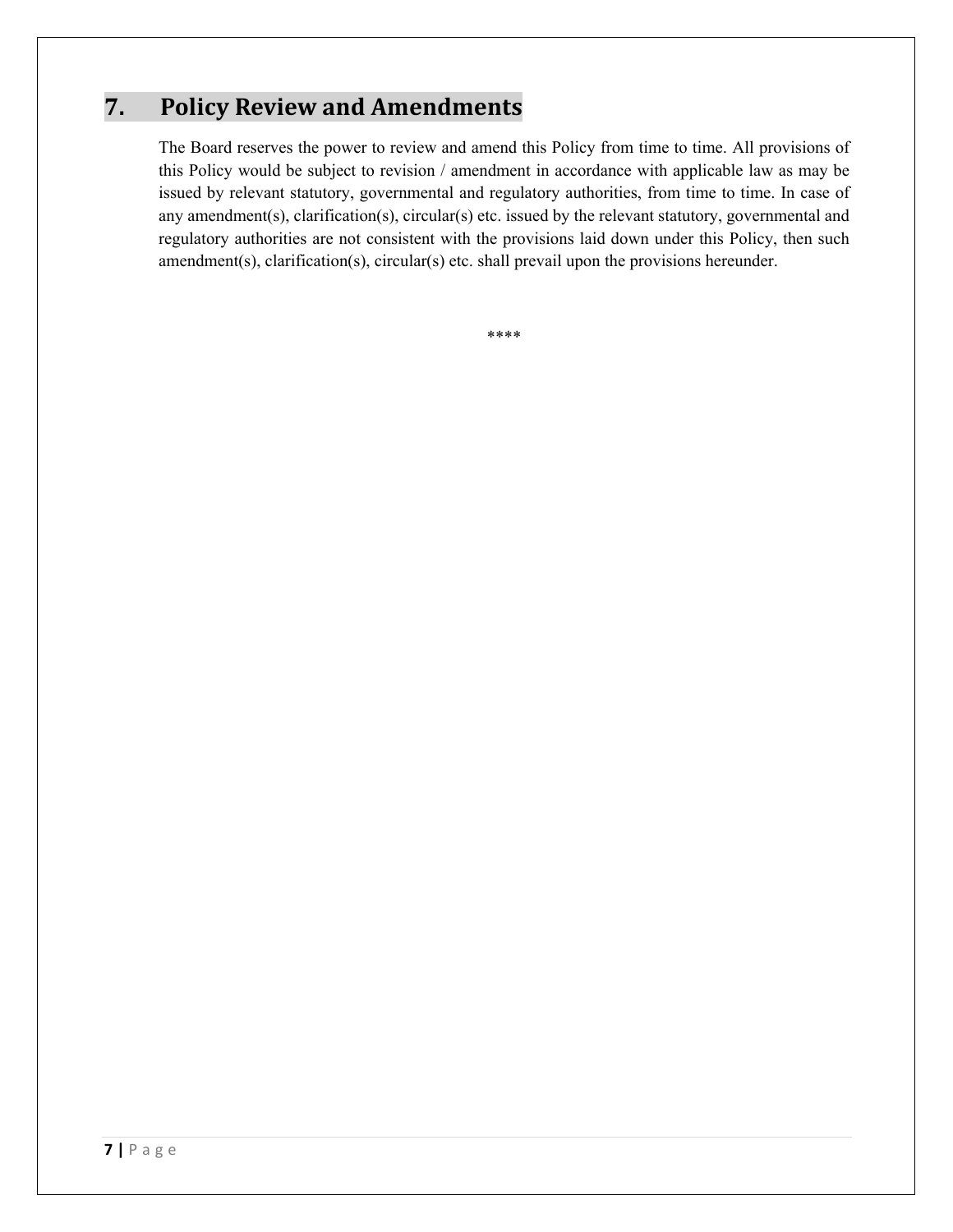## 7. Policy Review and Amendments

The Board reserves the power to review and amend this Policy from time to time. All provisions of this Policy would be subject to revision / amendment in accordance with applicable law as may be issued by relevant statutory, governmental and regulatory authorities, from time to time. In case of any amendment(s), clarification(s), circular(s) etc. issued by the relevant statutory, governmental and regulatory authorities are not consistent with the provisions laid down under this Policy, then such amendment(s), clarification(s), circular(s) etc. shall prevail upon the provisions hereunder.

****